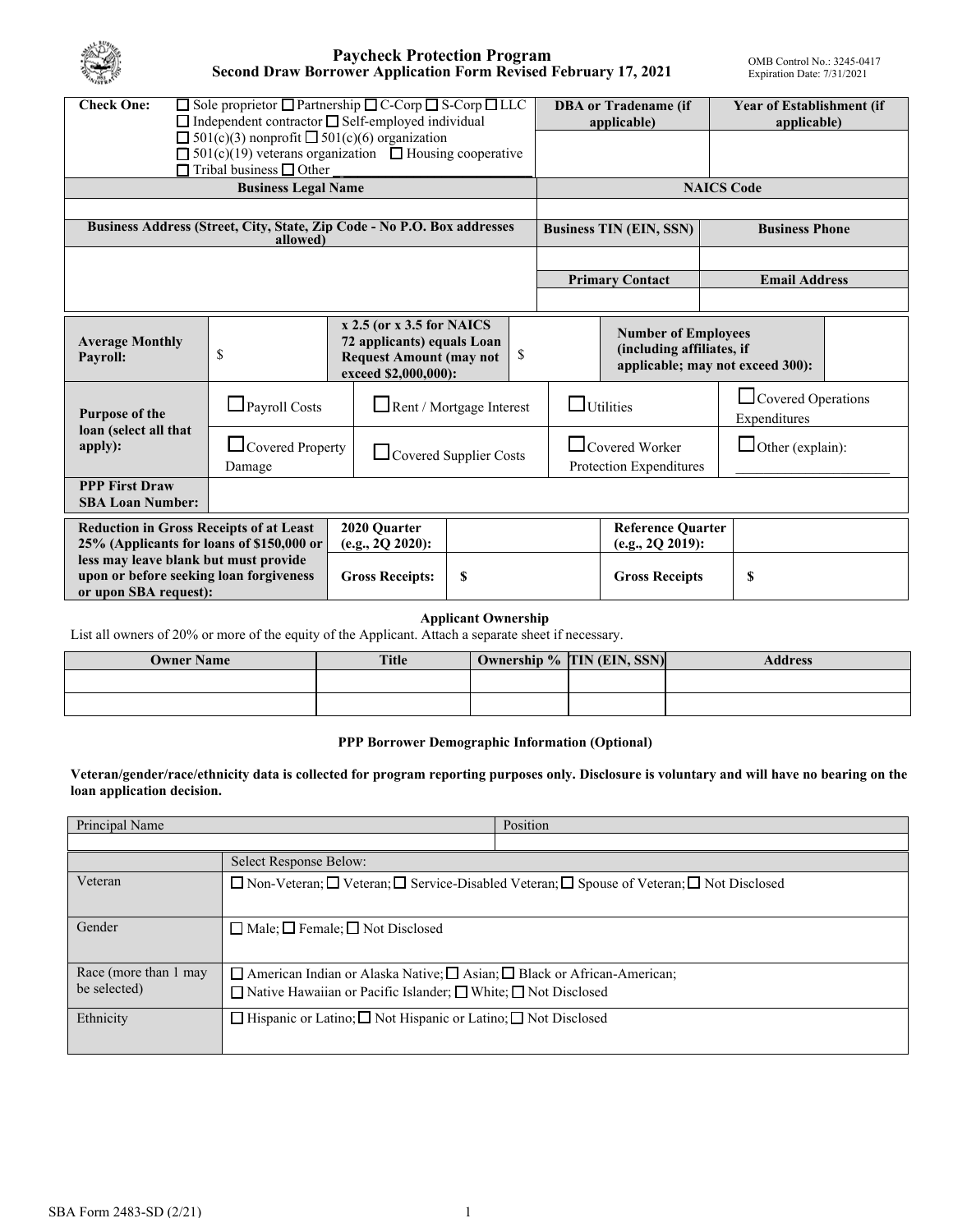# Paycheck Protection Program
## Second Draw Borrower Application Form Revised February 17, 2021

OMB Control No.: 3245-0417
Expiration Date: 7/31/2021

| **Check One:** ☐ Sole proprietor ☐ Partnership ☐ C-Corp ☐ S-Corp ☐ LLC ☐ Independent contractor ☐ Self-employed individual ☐ 501(c)(3) nonprofit ☐ 501(c)(6) organization ☐ 501(c)(19) veterans organization ☐ Housing cooperative ☐ Tribal business ☐ Other ______ | **DBA or Tradename (if applicable)** | **Year of Establishment (if applicable)** |
|---|---|---|
| | | |
| **Business Legal Name** | **NAICS Code** | |
| | | |
| **Business Address (Street, City, State, Zip Code - No P.O. Box addresses allowed)** | **Business TIN (EIN, SSN)** | **Business Phone** |
| | | |
| | **Primary Contact** | **Email Address** |
| | | |

| **Average Monthly Payroll:** | $ | **x 2.5 (or x 3.5 for NAICS 72 applicants) equals Loan Request Amount (may not exceed $2,000,000):** | $ | **Number of Employees (including affiliates, if applicable; may not exceed 300):** | |
|---|---|---|---|---|---|
| **Purpose of the loan (select all that apply):** | ☐ Payroll Costs | ☐ Rent / Mortgage Interest | ☐ Utilities | ☐ Covered Operations Expenditures | |
| | ☐ Covered Property Damage | ☐ Covered Supplier Costs | ☐ Covered Worker Protection Expenditures | ☐ Other (explain): ______ | |
| **PPP First Draw SBA Loan Number:** | | | | | |

| **Reduction in Gross Receipts of at Least 25% (Applicants for loans of $150,000 or less may leave blank but must provide upon or before seeking loan forgiveness or upon SBA request):** | **2020 Quarter (e.g., 2Q 2020):** | | **Reference Quarter (e.g., 2Q 2019):** | |
|---|---|---|---|---|
| | **Gross Receipts:** | **$** | **Gross Receipts** | **$** |

### Applicant Ownership

List all owners of 20% or more of the equity of the Applicant. Attach a separate sheet if necessary.

| Owner Name | Title | Ownership % | TIN (EIN, SSN) | Address |
|---|---|---|---|---|
| | | | | |
| | | | | |

### PPP Borrower Demographic Information (Optional)

**Veteran/gender/race/ethnicity data is collected for program reporting purposes only. Disclosure is voluntary and will have no bearing on the loan application decision.**

| Principal Name | Position |
|---|---|
| | |

| | Select Response Below: |
|---|---|
| Veteran | ☐ Non-Veteran; ☐ Veteran; ☐ Service-Disabled Veteran; ☐ Spouse of Veteran; ☐ Not Disclosed |
| Gender | ☐ Male; ☐ Female; ☐ Not Disclosed |
| Race (more than 1 may be selected) | ☐ American Indian or Alaska Native; ☐ Asian; ☐ Black or African-American; ☐ Native Hawaiian or Pacific Islander; ☐ White; ☐ Not Disclosed |
| Ethnicity | ☐ Hispanic or Latino; ☐ Not Hispanic or Latino; ☐ Not Disclosed |

SBA Form 2483-SD (2/21)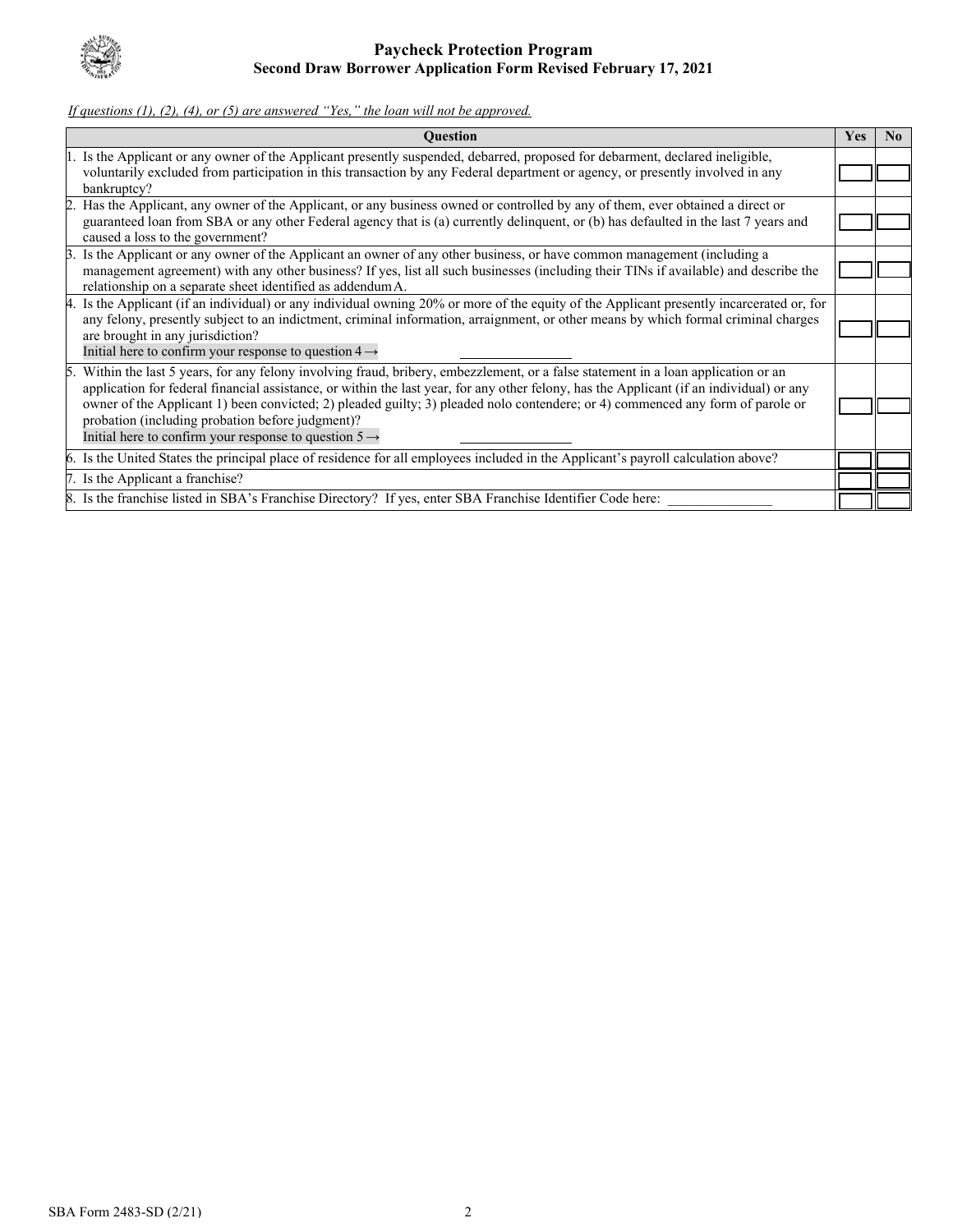*If questions (1), (2), (4), or (5) are answered "Yes," the loan will not be approved.*

| Question | Yes | No |
| --- | --- | --- |
| 1. Is the Applicant or any owner of the Applicant presently suspended, debarred, proposed for debarment, declared ineligible, voluntarily excluded from participation in this transaction by any Federal department or agency, or presently involved in any bankruptcy? | | |
| 2. Has the Applicant, any owner of the Applicant, or any business owned or controlled by any of them, ever obtained a direct or guaranteed loan from SBA or any other Federal agency that is (a) currently delinquent, or (b) has defaulted in the last 7 years and caused a loss to the government? | | |
| 3. Is the Applicant or any owner of the Applicant an owner of any other business, or have common management (including a management agreement) with any other business? If yes, list all such businesses (including their TINs if available) and describe the relationship on a separate sheet identified as addendum A. | | |
| 4. Is the Applicant (if an individual) or any individual owning 20% or more of the equity of the Applicant presently incarcerated or, for any felony, presently subject to an indictment, criminal information, arraignment, or other means by which formal criminal charges are brought in any jurisdiction? Initial here to confirm your response to question 4 → \_\_\_\_\_\_\_\_\_\_\_\_\_\_\_ | | |
| 5. Within the last 5 years, for any felony involving fraud, bribery, embezzlement, or a false statement in a loan application or an application for federal financial assistance, or within the last year, for any other felony, has the Applicant (if an individual) or any owner of the Applicant 1) been convicted; 2) pleaded guilty; 3) pleaded nolo contendere; or 4) commenced any form of parole or probation (including probation before judgment)? Initial here to confirm your response to question 5 → \_\_\_\_\_\_\_\_\_\_\_\_\_\_\_ | | |
| 6. Is the United States the principal place of residence for all employees included in the Applicant's payroll calculation above? | | |
| 7. Is the Applicant a franchise? | | |
| 8. Is the franchise listed in SBA's Franchise Directory? If yes, enter SBA Franchise Identifier Code here: \_\_\_\_\_\_\_\_\_\_\_\_\_\_\_ | | |

SBA Form 2483-SD (2/21)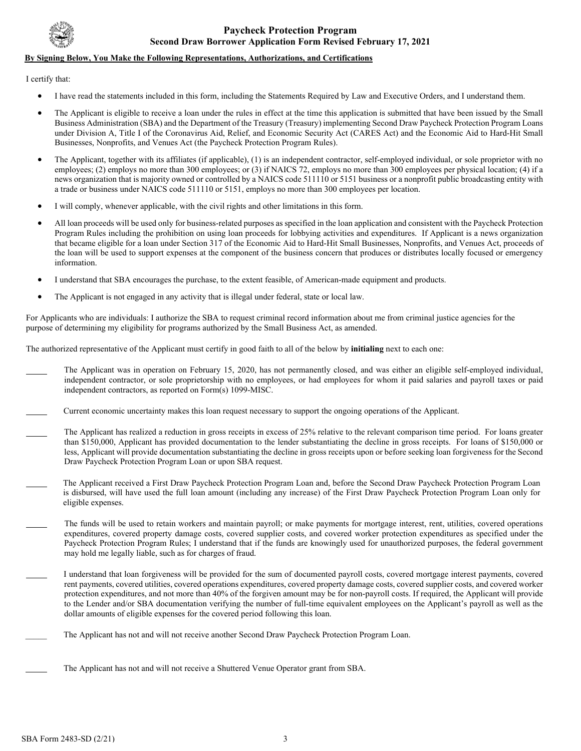# Paycheck Protection Program
## Second Draw Borrower Application Form Revised February 17, 2021

**By Signing Below, You Make the Following Representations, Authorizations, and Certifications**

I certify that:

- I have read the statements included in this form, including the Statements Required by Law and Executive Orders, and I understand them.
- The Applicant is eligible to receive a loan under the rules in effect at the time this application is submitted that have been issued by the Small Business Administration (SBA) and the Department of the Treasury (Treasury) implementing Second Draw Paycheck Protection Program Loans under Division A, Title I of the Coronavirus Aid, Relief, and Economic Security Act (CARES Act) and the Economic Aid to Hard-Hit Small Businesses, Nonprofits, and Venues Act (the Paycheck Protection Program Rules).
- The Applicant, together with its affiliates (if applicable), (1) is an independent contractor, self-employed individual, or sole proprietor with no employees; (2) employs no more than 300 employees; or (3) if NAICS 72, employs no more than 300 employees per physical location; (4) if a news organization that is majority owned or controlled by a NAICS code 511110 or 5151 business or a nonprofit public broadcasting entity with a trade or business under NAICS code 511110 or 5151, employs no more than 300 employees per location.
- I will comply, whenever applicable, with the civil rights and other limitations in this form.
- All loan proceeds will be used only for business-related purposes as specified in the loan application and consistent with the Paycheck Protection Program Rules including the prohibition on using loan proceeds for lobbying activities and expenditures. If Applicant is a news organization that became eligible for a loan under Section 317 of the Economic Aid to Hard-Hit Small Businesses, Nonprofits, and Venues Act, proceeds of the loan will be used to support expenses at the component of the business concern that produces or distributes locally focused or emergency information.
- I understand that SBA encourages the purchase, to the extent feasible, of American-made equipment and products.
- The Applicant is not engaged in any activity that is illegal under federal, state or local law.

For Applicants who are individuals: I authorize the SBA to request criminal record information about me from criminal justice agencies for the purpose of determining my eligibility for programs authorized by the Small Business Act, as amended.

The authorized representative of the Applicant must certify in good faith to all of the below by **initialing** next to each one:

_____ The Applicant was in operation on February 15, 2020, has not permanently closed, and was either an eligible self-employed individual, independent contractor, or sole proprietorship with no employees, or had employees for whom it paid salaries and payroll taxes or paid independent contractors, as reported on Form(s) 1099-MISC.

_____ Current economic uncertainty makes this loan request necessary to support the ongoing operations of the Applicant.

_____ The Applicant has realized a reduction in gross receipts in excess of 25% relative to the relevant comparison time period. For loans greater than $150,000, Applicant has provided documentation to the lender substantiating the decline in gross receipts. For loans of $150,000 or less, Applicant will provide documentation substantiating the decline in gross receipts upon or before seeking loan forgiveness for the Second Draw Paycheck Protection Program Loan or upon SBA request.

_____ The Applicant received a First Draw Paycheck Protection Program Loan and, before the Second Draw Paycheck Protection Program Loan is disbursed, will have used the full loan amount (including any increase) of the First Draw Paycheck Protection Program Loan only for eligible expenses.

_____ The funds will be used to retain workers and maintain payroll; or make payments for mortgage interest, rent, utilities, covered operations expenditures, covered property damage costs, covered supplier costs, and covered worker protection expenditures as specified under the Paycheck Protection Program Rules; I understand that if the funds are knowingly used for unauthorized purposes, the federal government may hold me legally liable, such as for charges of fraud.

_____ I understand that loan forgiveness will be provided for the sum of documented payroll costs, covered mortgage interest payments, covered rent payments, covered utilities, covered operations expenditures, covered property damage costs, covered supplier costs, and covered worker protection expenditures, and not more than 40% of the forgiven amount may be for non-payroll costs. If required, the Applicant will provide to the Lender and/or SBA documentation verifying the number of full-time equivalent employees on the Applicant's payroll as well as the dollar amounts of eligible expenses for the covered period following this loan.

_____ The Applicant has not and will not receive another Second Draw Paycheck Protection Program Loan.

_____ The Applicant has not and will not receive a Shuttered Venue Operator grant from SBA.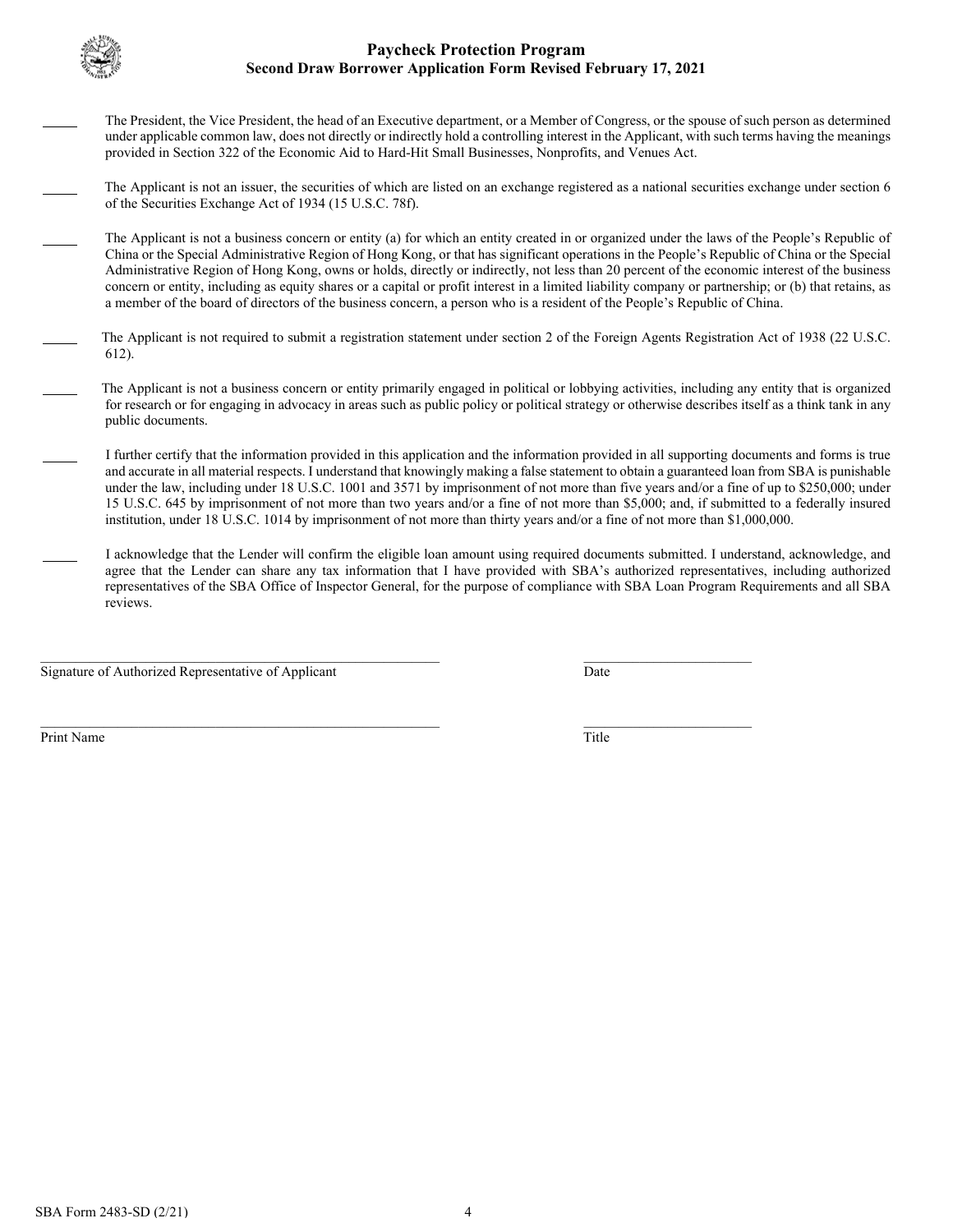_____ The President, the Vice President, the head of an Executive department, or a Member of Congress, or the spouse of such person as determined under applicable common law, does not directly or indirectly hold a controlling interest in the Applicant, with such terms having the meanings provided in Section 322 of the Economic Aid to Hard-Hit Small Businesses, Nonprofits, and Venues Act.

_____ The Applicant is not an issuer, the securities of which are listed on an exchange registered as a national securities exchange under section 6 of the Securities Exchange Act of 1934 (15 U.S.C. 78f).

_____ The Applicant is not a business concern or entity (a) for which an entity created in or organized under the laws of the People's Republic of China or the Special Administrative Region of Hong Kong, or that has significant operations in the People's Republic of China or the Special Administrative Region of Hong Kong, owns or holds, directly or indirectly, not less than 20 percent of the economic interest of the business concern or entity, including as equity shares or a capital or profit interest in a limited liability company or partnership; or (b) that retains, as a member of the board of directors of the business concern, a person who is a resident of the People's Republic of China.

_____ The Applicant is not required to submit a registration statement under section 2 of the Foreign Agents Registration Act of 1938 (22 U.S.C. 612).

_____ The Applicant is not a business concern or entity primarily engaged in political or lobbying activities, including any entity that is organized for research or for engaging in advocacy in areas such as public policy or political strategy or otherwise describes itself as a think tank in any public documents.

_____ I further certify that the information provided in this application and the information provided in all supporting documents and forms is true and accurate in all material respects. I understand that knowingly making a false statement to obtain a guaranteed loan from SBA is punishable under the law, including under 18 U.S.C. 1001 and 3571 by imprisonment of not more than five years and/or a fine of up to $250,000; under 15 U.S.C. 645 by imprisonment of not more than two years and/or a fine of not more than $5,000; and, if submitted to a federally insured institution, under 18 U.S.C. 1014 by imprisonment of not more than thirty years and/or a fine of not more than $1,000,000.

_____ I acknowledge that the Lender will confirm the eligible loan amount using required documents submitted. I understand, acknowledge, and agree that the Lender can share any tax information that I have provided with SBA's authorized representatives, including authorized representatives of the SBA Office of Inspector General, for the purpose of compliance with SBA Loan Program Requirements and all SBA reviews.

_______________________________________________ ______________________

Signature of Authorized Representative of Applicant Date

_______________________________________________ ______________________

Print Name Title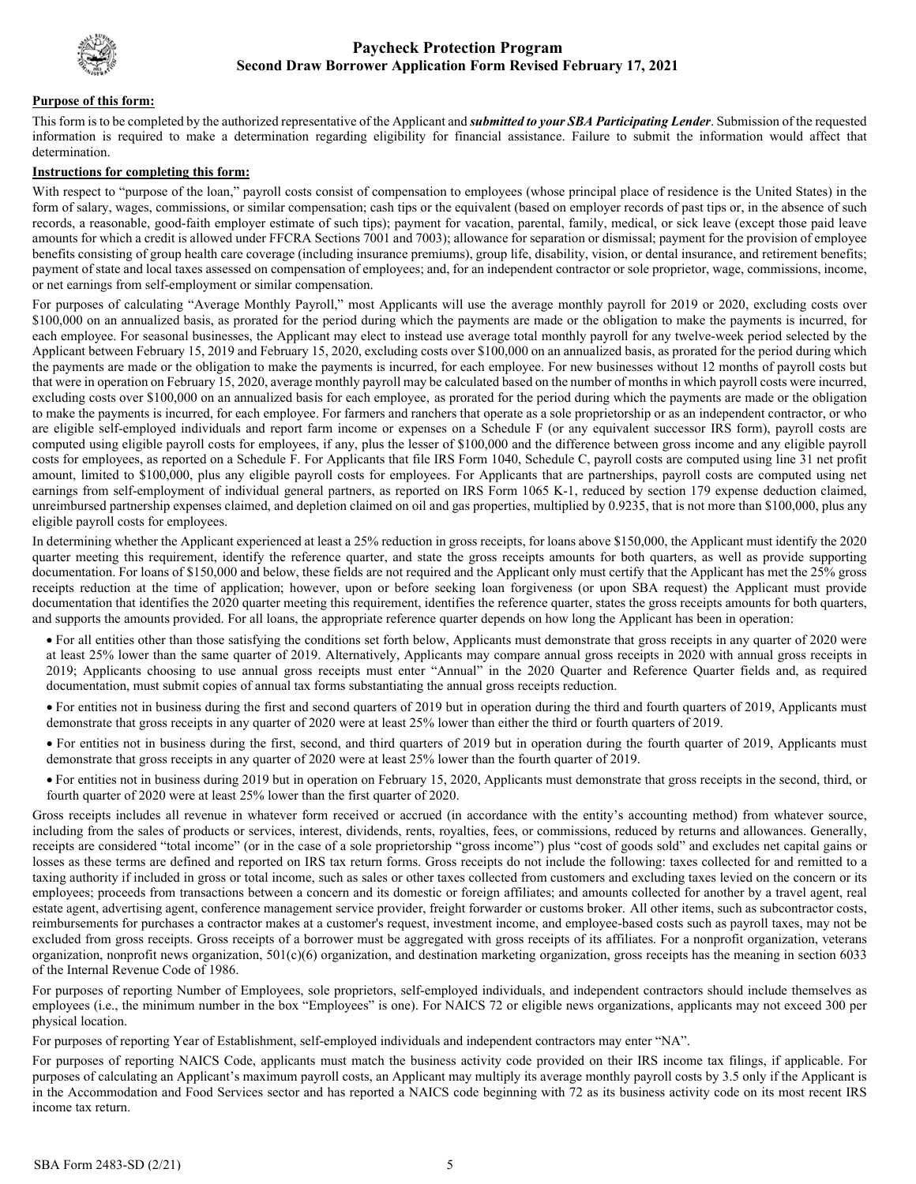# Paycheck Protection Program
## Second Draw Borrower Application Form Revised February 17, 2021

**Purpose of this form:**

This form is to be completed by the authorized representative of the Applicant and ***submitted to your SBA Participating Lender***. Submission of the requested information is required to make a determination regarding eligibility for financial assistance. Failure to submit the information would affect that determination.

**Instructions for completing this form:**

With respect to "purpose of the loan," payroll costs consist of compensation to employees (whose principal place of residence is the United States) in the form of salary, wages, commissions, or similar compensation; cash tips or the equivalent (based on employer records of past tips or, in the absence of such records, a reasonable, good-faith employer estimate of such tips); payment for vacation, parental, family, medical, or sick leave (except those paid leave amounts for which a credit is allowed under FFCRA Sections 7001 and 7003); allowance for separation or dismissal; payment for the provision of employee benefits consisting of group health care coverage (including insurance premiums), group life, disability, vision, or dental insurance, and retirement benefits; payment of state and local taxes assessed on compensation of employees; and, for an independent contractor or sole proprietor, wage, commissions, income, or net earnings from self-employment or similar compensation.

For purposes of calculating "Average Monthly Payroll," most Applicants will use the average monthly payroll for 2019 or 2020, excluding costs over \$100,000 on an annualized basis, as prorated for the period during which the payments are made or the obligation to make the payments is incurred, for each employee. For seasonal businesses, the Applicant may elect to instead use average total monthly payroll for any twelve-week period selected by the Applicant between February 15, 2019 and February 15, 2020, excluding costs over \$100,000 on an annualized basis, as prorated for the period during which the payments are made or the obligation to make the payments is incurred, for each employee. For new businesses without 12 months of payroll costs but that were in operation on February 15, 2020, average monthly payroll may be calculated based on the number of months in which payroll costs were incurred, excluding costs over \$100,000 on an annualized basis for each employee, as prorated for the period during which the payments are made or the obligation to make the payments is incurred, for each employee. For farmers and ranchers that operate as a sole proprietorship or as an independent contractor, or who are eligible self-employed individuals and report farm income or expenses on a Schedule F (or any equivalent successor IRS form), payroll costs are computed using eligible payroll costs for employees, if any, plus the lesser of \$100,000 and the difference between gross income and any eligible payroll costs for employees, as reported on a Schedule F. For Applicants that file IRS Form 1040, Schedule C, payroll costs are computed using line 31 net profit amount, limited to \$100,000, plus any eligible payroll costs for employees. For Applicants that are partnerships, payroll costs are computed using net earnings from self-employment of individual general partners, as reported on IRS Form 1065 K-1, reduced by section 179 expense deduction claimed, unreimbursed partnership expenses claimed, and depletion claimed on oil and gas properties, multiplied by 0.9235, that is not more than \$100,000, plus any eligible payroll costs for employees.

In determining whether the Applicant experienced at least a 25% reduction in gross receipts, for loans above \$150,000, the Applicant must identify the 2020 quarter meeting this requirement, identify the reference quarter, and state the gross receipts amounts for both quarters, as well as provide supporting documentation. For loans of \$150,000 and below, these fields are not required and the Applicant only must certify that the Applicant has met the 25% gross receipts reduction at the time of application; however, upon or before seeking loan forgiveness (or upon SBA request) the Applicant must provide documentation that identifies the 2020 quarter meeting this requirement, identifies the reference quarter, states the gross receipts amounts for both quarters, and supports the amounts provided. For all loans, the appropriate reference quarter depends on how long the Applicant has been in operation:

- For all entities other than those satisfying the conditions set forth below, Applicants must demonstrate that gross receipts in any quarter of 2020 were at least 25% lower than the same quarter of 2019. Alternatively, Applicants may compare annual gross receipts in 2020 with annual gross receipts in 2019; Applicants choosing to use annual gross receipts must enter "Annual" in the 2020 Quarter and Reference Quarter fields and, as required documentation, must submit copies of annual tax forms substantiating the annual gross receipts reduction.
- For entities not in business during the first and second quarters of 2019 but in operation during the third and fourth quarters of 2019, Applicants must demonstrate that gross receipts in any quarter of 2020 were at least 25% lower than either the third or fourth quarters of 2019.
- For entities not in business during the first, second, and third quarters of 2019 but in operation during the fourth quarter of 2019, Applicants must demonstrate that gross receipts in any quarter of 2020 were at least 25% lower than the fourth quarter of 2019.
- For entities not in business during 2019 but in operation on February 15, 2020, Applicants must demonstrate that gross receipts in the second, third, or fourth quarter of 2020 were at least 25% lower than the first quarter of 2020.

Gross receipts includes all revenue in whatever form received or accrued (in accordance with the entity's accounting method) from whatever source, including from the sales of products or services, interest, dividends, rents, royalties, fees, or commissions, reduced by returns and allowances. Generally, receipts are considered "total income" (or in the case of a sole proprietorship "gross income") plus "cost of goods sold" and excludes net capital gains or losses as these terms are defined and reported on IRS tax return forms. Gross receipts do not include the following: taxes collected for and remitted to a taxing authority if included in gross or total income, such as sales or other taxes collected from customers and excluding taxes levied on the concern or its employees; proceeds from transactions between a concern and its domestic or foreign affiliates; and amounts collected for another by a travel agent, real estate agent, advertising agent, conference management service provider, freight forwarder or customs broker. All other items, such as subcontractor costs, reimbursements for purchases a contractor makes at a customer's request, investment income, and employee-based costs such as payroll taxes, may not be excluded from gross receipts. Gross receipts of a borrower must be aggregated with gross receipts of its affiliates. For a nonprofit organization, veterans organization, nonprofit news organization, 501(c)(6) organization, and destination marketing organization, gross receipts has the meaning in section 6033 of the Internal Revenue Code of 1986.

For purposes of reporting Number of Employees, sole proprietors, self-employed individuals, and independent contractors should include themselves as employees (i.e., the minimum number in the box "Employees" is one). For NAICS 72 or eligible news organizations, applicants may not exceed 300 per physical location.

For purposes of reporting Year of Establishment, self-employed individuals and independent contractors may enter "NA".

For purposes of reporting NAICS Code, applicants must match the business activity code provided on their IRS income tax filings, if applicable. For purposes of calculating an Applicant's maximum payroll costs, an Applicant may multiply its average monthly payroll costs by 3.5 only if the Applicant is in the Accommodation and Food Services sector and has reported a NAICS code beginning with 72 as its business activity code on its most recent IRS income tax return.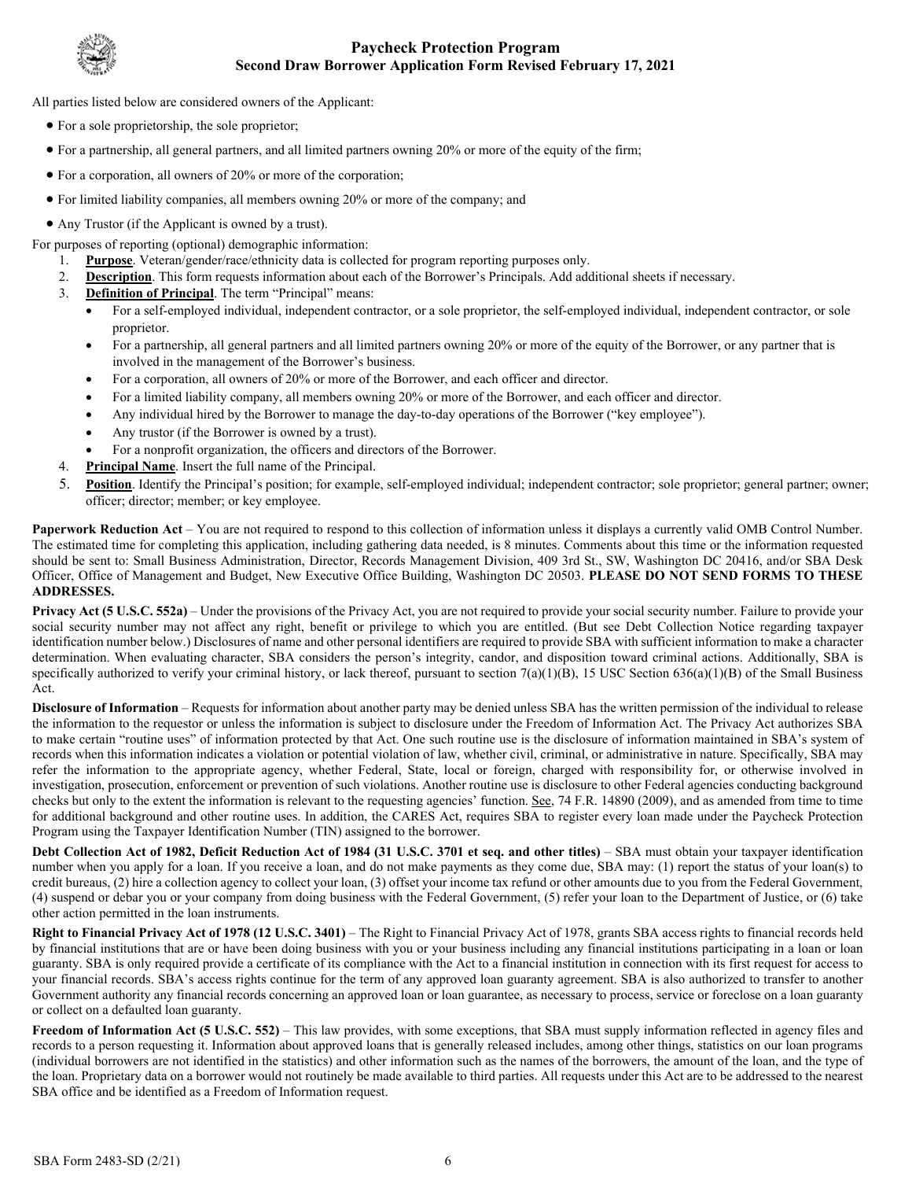## Paycheck Protection Program
### Second Draw Borrower Application Form Revised February 17, 2021

All parties listed below are considered owners of the Applicant:

- For a sole proprietorship, the sole proprietor;
- For a partnership, all general partners, and all limited partners owning 20% or more of the equity of the firm;
- For a corporation, all owners of 20% or more of the corporation;
- For limited liability companies, all members owning 20% or more of the company; and
- Any Trustor (if the Applicant is owned by a trust).

For purposes of reporting (optional) demographic information:

1. **Purpose**. Veteran/gender/race/ethnicity data is collected for program reporting purposes only.
2. **Description**. This form requests information about each of the Borrower's Principals. Add additional sheets if necessary.
3. **Definition of Principal**. The term "Principal" means:
   - For a self-employed individual, independent contractor, or a sole proprietor, the self-employed individual, independent contractor, or sole proprietor.
   - For a partnership, all general partners and all limited partners owning 20% or more of the equity of the Borrower, or any partner that is involved in the management of the Borrower's business.
   - For a corporation, all owners of 20% or more of the Borrower, and each officer and director.
   - For a limited liability company, all members owning 20% or more of the Borrower, and each officer and director.
   - Any individual hired by the Borrower to manage the day-to-day operations of the Borrower ("key employee").
   - Any trustor (if the Borrower is owned by a trust).
   - For a nonprofit organization, the officers and directors of the Borrower.
4. **Principal Name**. Insert the full name of the Principal.
5. **Position**. Identify the Principal's position; for example, self-employed individual; independent contractor; sole proprietor; general partner; owner; officer; director; member; or key employee.

**Paperwork Reduction Act** – You are not required to respond to this collection of information unless it displays a currently valid OMB Control Number. The estimated time for completing this application, including gathering data needed, is 8 minutes. Comments about this time or the information requested should be sent to: Small Business Administration, Director, Records Management Division, 409 3rd St., SW, Washington DC 20416, and/or SBA Desk Officer, Office of Management and Budget, New Executive Office Building, Washington DC 20503. **PLEASE DO NOT SEND FORMS TO THESE ADDRESSES.**

**Privacy Act (5 U.S.C. 552a)** – Under the provisions of the Privacy Act, you are not required to provide your social security number. Failure to provide your social security number may not affect any right, benefit or privilege to which you are entitled. (But see Debt Collection Notice regarding taxpayer identification number below.) Disclosures of name and other personal identifiers are required to provide SBA with sufficient information to make a character determination. When evaluating character, SBA considers the person's integrity, candor, and disposition toward criminal actions. Additionally, SBA is specifically authorized to verify your criminal history, or lack thereof, pursuant to section 7(a)(1)(B), 15 USC Section 636(a)(1)(B) of the Small Business Act.

**Disclosure of Information** – Requests for information about another party may be denied unless SBA has the written permission of the individual to release the information to the requestor or unless the information is subject to disclosure under the Freedom of Information Act. The Privacy Act authorizes SBA to make certain "routine uses" of information protected by that Act. One such routine use is the disclosure of information maintained in SBA's system of records when this information indicates a violation or potential violation of law, whether civil, criminal, or administrative in nature. Specifically, SBA may refer the information to the appropriate agency, whether Federal, State, local or foreign, charged with responsibility for, or otherwise involved in investigation, prosecution, enforcement or prevention of such violations. Another routine use is disclosure to other Federal agencies conducting background checks but only to the extent the information is relevant to the requesting agencies' function. See, 74 F.R. 14890 (2009), and as amended from time to time for additional background and other routine uses. In addition, the CARES Act, requires SBA to register every loan made under the Paycheck Protection Program using the Taxpayer Identification Number (TIN) assigned to the borrower.

**Debt Collection Act of 1982, Deficit Reduction Act of 1984 (31 U.S.C. 3701 et seq. and other titles)** – SBA must obtain your taxpayer identification number when you apply for a loan. If you receive a loan, and do not make payments as they come due, SBA may: (1) report the status of your loan(s) to credit bureaus, (2) hire a collection agency to collect your loan, (3) offset your income tax refund or other amounts due to you from the Federal Government, (4) suspend or debar you or your company from doing business with the Federal Government, (5) refer your loan to the Department of Justice, or (6) take other action permitted in the loan instruments.

**Right to Financial Privacy Act of 1978 (12 U.S.C. 3401)** – The Right to Financial Privacy Act of 1978, grants SBA access rights to financial records held by financial institutions that are or have been doing business with you or your business including any financial institutions participating in a loan or loan guaranty. SBA is only required provide a certificate of its compliance with the Act to a financial institution in connection with its first request for access to your financial records. SBA's access rights continue for the term of any approved loan guaranty agreement. SBA is also authorized to transfer to another Government authority any financial records concerning an approved loan or loan guarantee, as necessary to process, service or foreclose on a loan guaranty or collect on a defaulted loan guaranty.

**Freedom of Information Act (5 U.S.C. 552)** – This law provides, with some exceptions, that SBA must supply information reflected in agency files and records to a person requesting it. Information about approved loans that is generally released includes, among other things, statistics on our loan programs (individual borrowers are not identified in the statistics) and other information such as the names of the borrowers, the amount of the loan, and the type of the loan. Proprietary data on a borrower would not routinely be made available to third parties. All requests under this Act are to be addressed to the nearest SBA office and be identified as a Freedom of Information request.

SBA Form 2483-SD (2/21)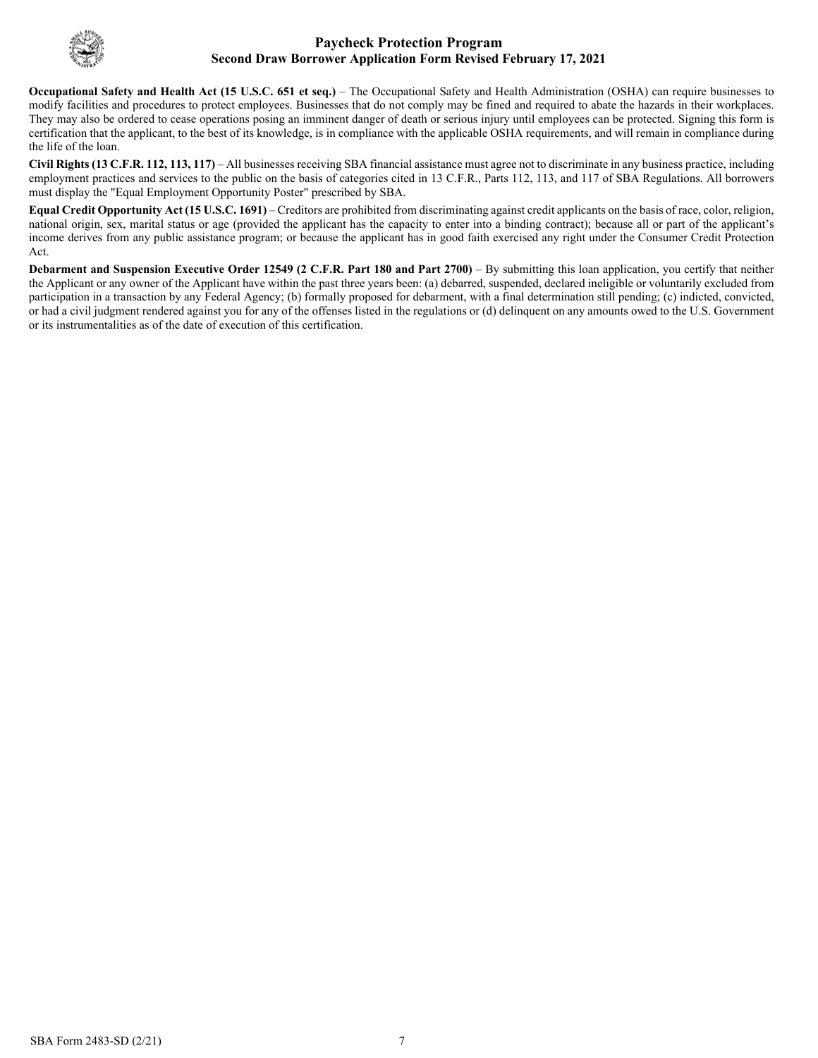**Occupational Safety and Health Act (15 U.S.C. 651 et seq.)** – The Occupational Safety and Health Administration (OSHA) can require businesses to modify facilities and procedures to protect employees. Businesses that do not comply may be fined and required to abate the hazards in their workplaces. They may also be ordered to cease operations posing an imminent danger of death or serious injury until employees can be protected. Signing this form is certification that the applicant, to the best of its knowledge, is in compliance with the applicable OSHA requirements, and will remain in compliance during the life of the loan.

**Civil Rights (13 C.F.R. 112, 113, 117)** – All businesses receiving SBA financial assistance must agree not to discriminate in any business practice, including employment practices and services to the public on the basis of categories cited in 13 C.F.R., Parts 112, 113, and 117 of SBA Regulations. All borrowers must display the "Equal Employment Opportunity Poster" prescribed by SBA.

**Equal Credit Opportunity Act (15 U.S.C. 1691)** – Creditors are prohibited from discriminating against credit applicants on the basis of race, color, religion, national origin, sex, marital status or age (provided the applicant has the capacity to enter into a binding contract); because all or part of the applicant's income derives from any public assistance program; or because the applicant has in good faith exercised any right under the Consumer Credit Protection Act.

**Debarment and Suspension Executive Order 12549 (2 C.F.R. Part 180 and Part 2700)** – By submitting this loan application, you certify that neither the Applicant or any owner of the Applicant have within the past three years been: (a) debarred, suspended, declared ineligible or voluntarily excluded from participation in a transaction by any Federal Agency; (b) formally proposed for debarment, with a final determination still pending; (c) indicted, convicted, or had a civil judgment rendered against you for any of the offenses listed in the regulations or (d) delinquent on any amounts owed to the U.S. Government or its instrumentalities as of the date of execution of this certification.